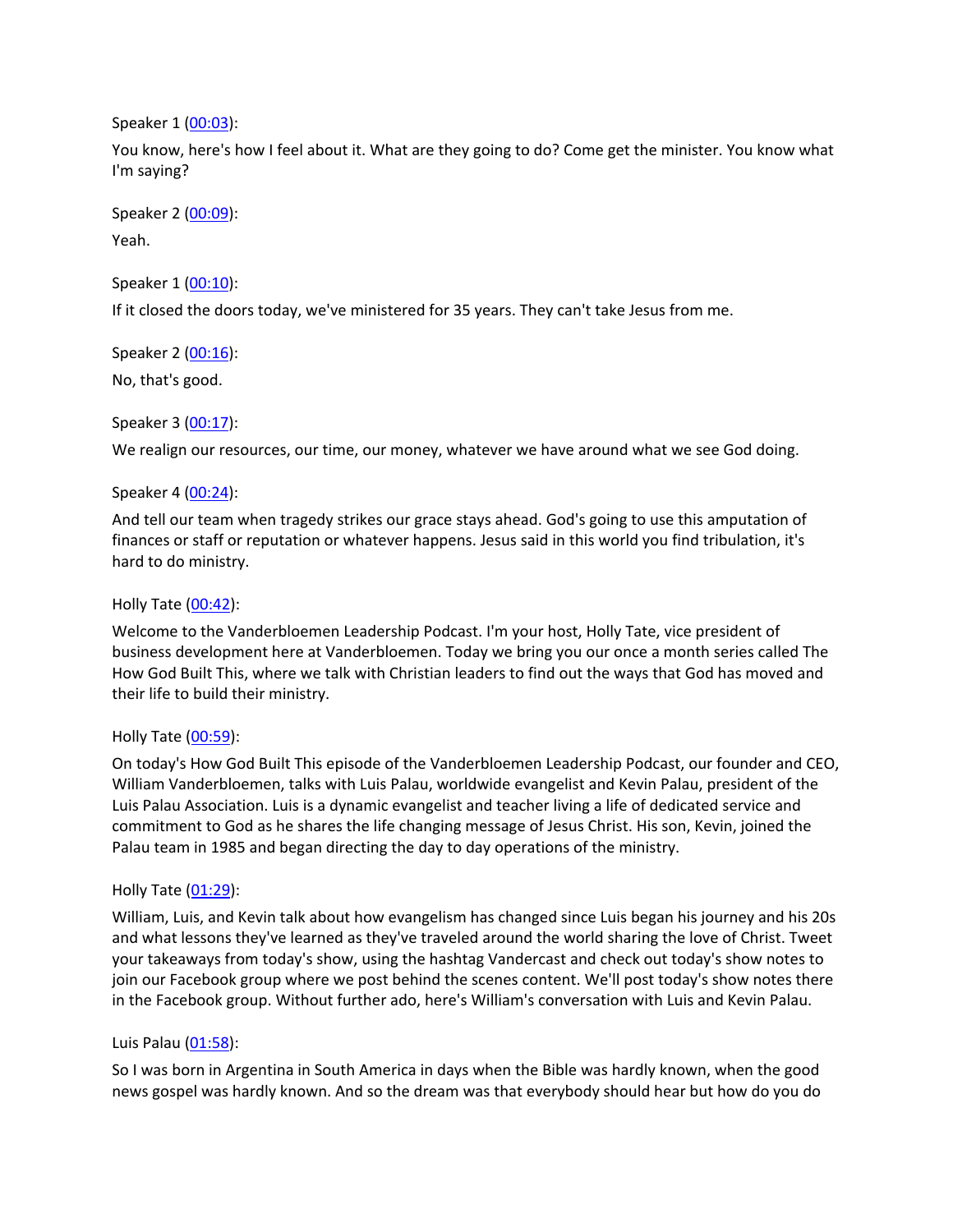Speaker 1 ([00:03](#)):

You know, here's how I feel about it. What are they going to do? Come get the minister. You know what I'm saying?

Speaker 2 ([00:09](#)):

Yeah.

Speaker 1 ([00:10](#)):

If it closed the doors today, we've ministered for 35 years. They can't take Jesus from me.

Speaker 2 ([00:16](#)):

No, that's good.

Speaker 3 ([00:17](#)):

We realign our resources, our time, our money, whatever we have around what we see God doing.

Speaker 4 ([00:24](#)):

And tell our team when tragedy strikes our grace stays ahead. God's going to use this amputation of finances or staff or reputation or whatever happens. Jesus said in this world you find tribulation, it's hard to do ministry.

Holly Tate ([00:42](#)):

Welcome to the Vanderbloemen Leadership Podcast. I'm your host, Holly Tate, vice president of business development here at Vanderbloemen. Today we bring you our once a month series called The How God Built This, where we talk with Christian leaders to find out the ways that God has moved and their life to build their ministry.

Holly Tate ([00:59](#)):

On today's How God Built This episode of the Vanderbloemen Leadership Podcast, our founder and CEO, William Vanderbloemen, talks with Luis Palau, worldwide evangelist and Kevin Palau, president of the Luis Palau Association. Luis is a dynamic evangelist and teacher living a life of dedicated service and commitment to God as he shares the life changing message of Jesus Christ. His son, Kevin, joined the Palau team in 1985 and began directing the day to day operations of the ministry.

Holly Tate ([01:29](#)):

William, Luis, and Kevin talk about how evangelism has changed since Luis began his journey and his 20s and what lessons they've learned as they've traveled around the world sharing the love of Christ. Tweet your takeaways from today's show, using the hashtag Vandercast and check out today's show notes to join our Facebook group where we post behind the scenes content. We'll post today's show notes there in the Facebook group. Without further ado, here's William's conversation with Luis and Kevin Palau.

Luis Palau ([01:58](#)):

So I was born in Argentina in South America in days when the Bible was hardly known, when the good news gospel was hardly known. And so the dream was that everybody should hear but how do you do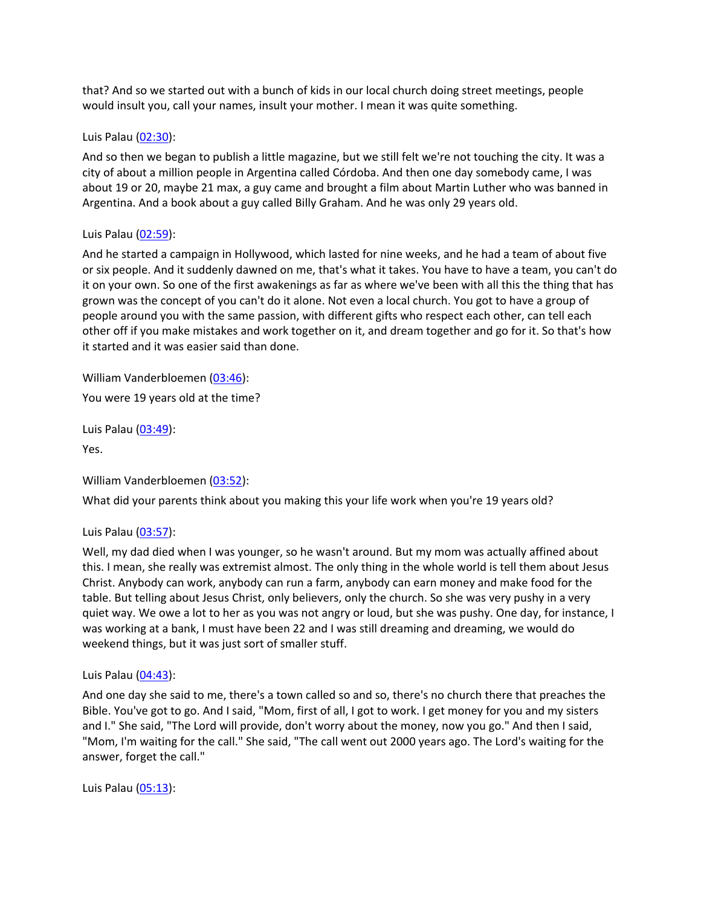that? And so we started out with a bunch of kids in our local church doing street meetings, people would insult you, call your names, insult your mother. I mean it was quite something.

Luis Palau ([02:30]):

And so then we began to publish a little magazine, but we still felt we're not touching the city. It was a city of about a million people in Argentina called Córdoba. And then one day somebody came, I was about 19 or 20, maybe 21 max, a guy came and brought a film about Martin Luther who was banned in Argentina. And a book about a guy called Billy Graham. And he was only 29 years old.

Luis Palau ([02:59]):

And he started a campaign in Hollywood, which lasted for nine weeks, and he had a team of about five or six people. And it suddenly dawned on me, that's what it takes. You have to have a team, you can't do it on your own. So one of the first awakenings as far as where we've been with all this the thing that has grown was the concept of you can't do it alone. Not even a local church. You got to have a group of people around you with the same passion, with different gifts who respect each other, can tell each other off if you make mistakes and work together on it, and dream together and go for it. So that's how it started and it was easier said than done.

William Vanderbloemen ([03:46]):

You were 19 years old at the time?

Luis Palau ([03:49]):

Yes.

William Vanderbloemen ([03:52]):

What did your parents think about you making this your life work when you're 19 years old?

Luis Palau ([03:57]):

Well, my dad died when I was younger, so he wasn't around. But my mom was actually affined about this. I mean, she really was extremist almost. The only thing in the whole world is tell them about Jesus Christ. Anybody can work, anybody can run a farm, anybody can earn money and make food for the table. But telling about Jesus Christ, only believers, only the church. So she was very pushy in a very quiet way. We owe a lot to her as you was not angry or loud, but she was pushy. One day, for instance, I was working at a bank, I must have been 22 and I was still dreaming and dreaming, we would do weekend things, but it was just sort of smaller stuff.

Luis Palau ([04:43]):

And one day she said to me, there's a town called so and so, there's no church there that preaches the Bible. You've got to go. And I said, "Mom, first of all, I got to work. I get money for you and my sisters and I." She said, "The Lord will provide, don't worry about the money, now you go." And then I said, "Mom, I'm waiting for the call." She said, "The call went out 2000 years ago. The Lord's waiting for the answer, forget the call."

Luis Palau ([05:13]):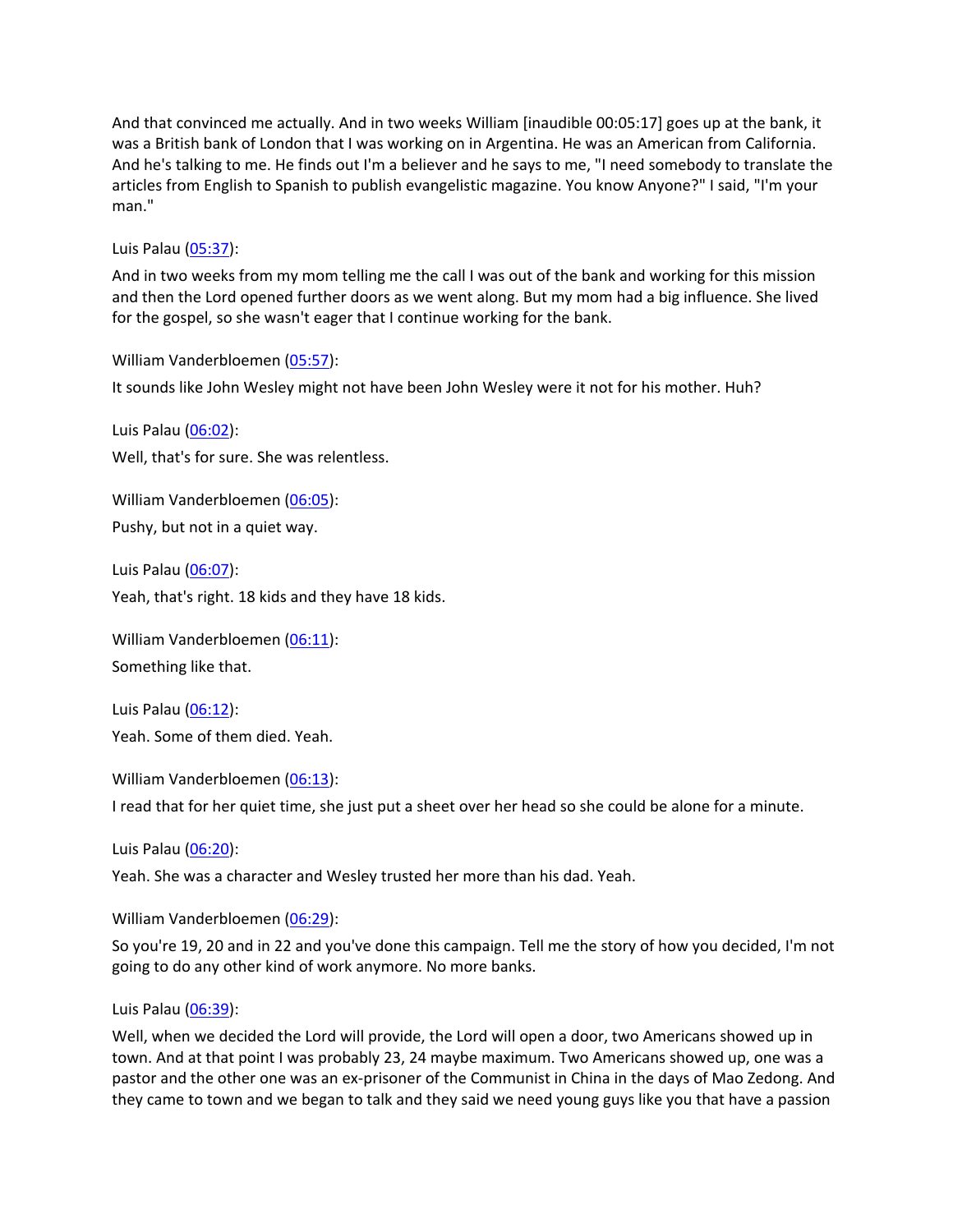And that convinced me actually. And in two weeks William [inaudible 00:05:17] goes up at the bank, it was a British bank of London that I was working on in Argentina. He was an American from California. And he's talking to me. He finds out I'm a believer and he says to me, "I need somebody to translate the articles from English to Spanish to publish evangelistic magazine. You know Anyone?" I said, "I'm your man."

Luis Palau (05:37):

And in two weeks from my mom telling me the call I was out of the bank and working for this mission and then the Lord opened further doors as we went along. But my mom had a big influence. She lived for the gospel, so she wasn't eager that I continue working for the bank.

William Vanderbloemen (05:57):

It sounds like John Wesley might not have been John Wesley were it not for his mother. Huh?

Luis Palau (06:02):

Well, that's for sure. She was relentless.

William Vanderbloemen (06:05):

Pushy, but not in a quiet way.

Luis Palau (06:07):

Yeah, that's right. 18 kids and they have 18 kids.

William Vanderbloemen (06:11):

Something like that.

Luis Palau (06:12):

Yeah. Some of them died. Yeah.

William Vanderbloemen (06:13):

I read that for her quiet time, she just put a sheet over her head so she could be alone for a minute.

Luis Palau (06:20):

Yeah. She was a character and Wesley trusted her more than his dad. Yeah.

William Vanderbloemen (06:29):

So you're 19, 20 and in 22 and you've done this campaign. Tell me the story of how you decided, I'm not going to do any other kind of work anymore. No more banks.

Luis Palau (06:39):

Well, when we decided the Lord will provide, the Lord will open a door, two Americans showed up in town. And at that point I was probably 23, 24 maybe maximum. Two Americans showed up, one was a pastor and the other one was an ex-prisoner of the Communist in China in the days of Mao Zedong. And they came to town and we began to talk and they said we need young guys like you that have a passion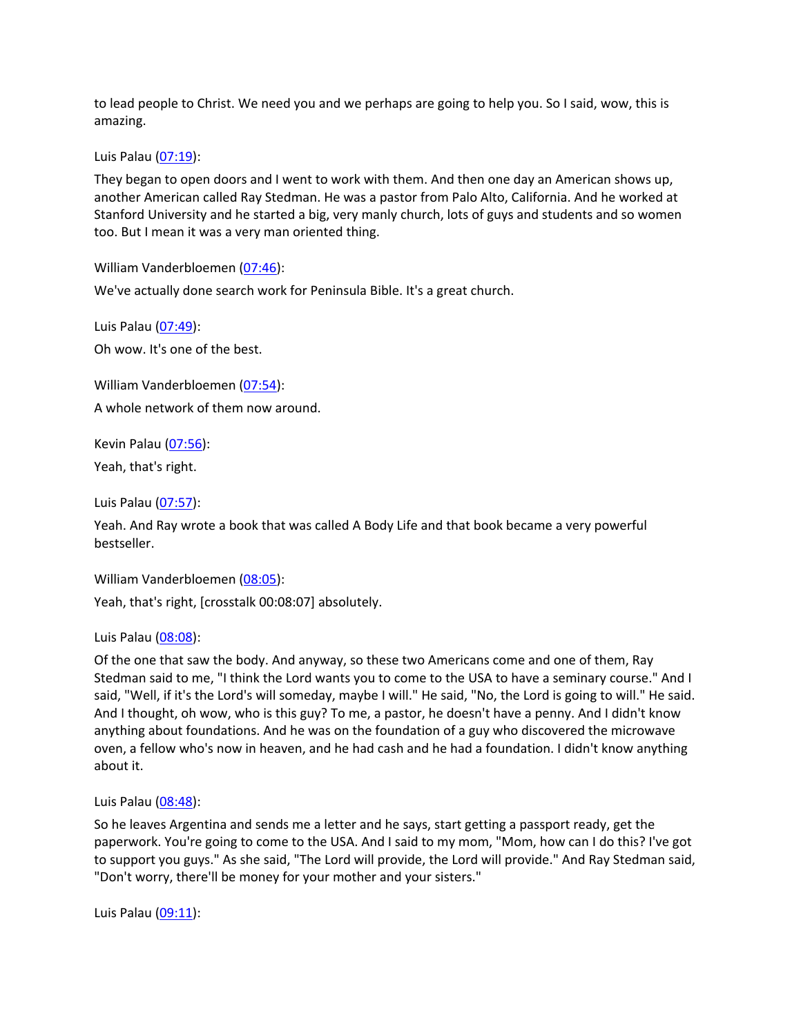to lead people to Christ. We need you and we perhaps are going to help you. So I said, wow, this is amazing.

Luis Palau (07:19):

They began to open doors and I went to work with them. And then one day an American shows up, another American called Ray Stedman. He was a pastor from Palo Alto, California. And he worked at Stanford University and he started a big, very manly church, lots of guys and students and so women too. But I mean it was a very man oriented thing.

William Vanderbloemen (07:46):

We've actually done search work for Peninsula Bible. It's a great church.

Luis Palau (07:49):

Oh wow. It's one of the best.

William Vanderbloemen (07:54):

A whole network of them now around.

Kevin Palau (07:56):

Yeah, that's right.

Luis Palau (07:57):

Yeah. And Ray wrote a book that was called A Body Life and that book became a very powerful bestseller.

William Vanderbloemen (08:05):

Yeah, that's right, [crosstalk 00:08:07] absolutely.

Luis Palau (08:08):

Of the one that saw the body. And anyway, so these two Americans come and one of them, Ray Stedman said to me, "I think the Lord wants you to come to the USA to have a seminary course." And I said, "Well, if it's the Lord's will someday, maybe I will." He said, "No, the Lord is going to will." He said. And I thought, oh wow, who is this guy? To me, a pastor, he doesn't have a penny. And I didn't know anything about foundations. And he was on the foundation of a guy who discovered the microwave oven, a fellow who's now in heaven, and he had cash and he had a foundation. I didn't know anything about it.

Luis Palau (08:48):

So he leaves Argentina and sends me a letter and he says, start getting a passport ready, get the paperwork. You're going to come to the USA. And I said to my mom, "Mom, how can I do this? I've got to support you guys." As she said, "The Lord will provide, the Lord will provide." And Ray Stedman said, "Don't worry, there'll be money for your mother and your sisters."

Luis Palau (09:11):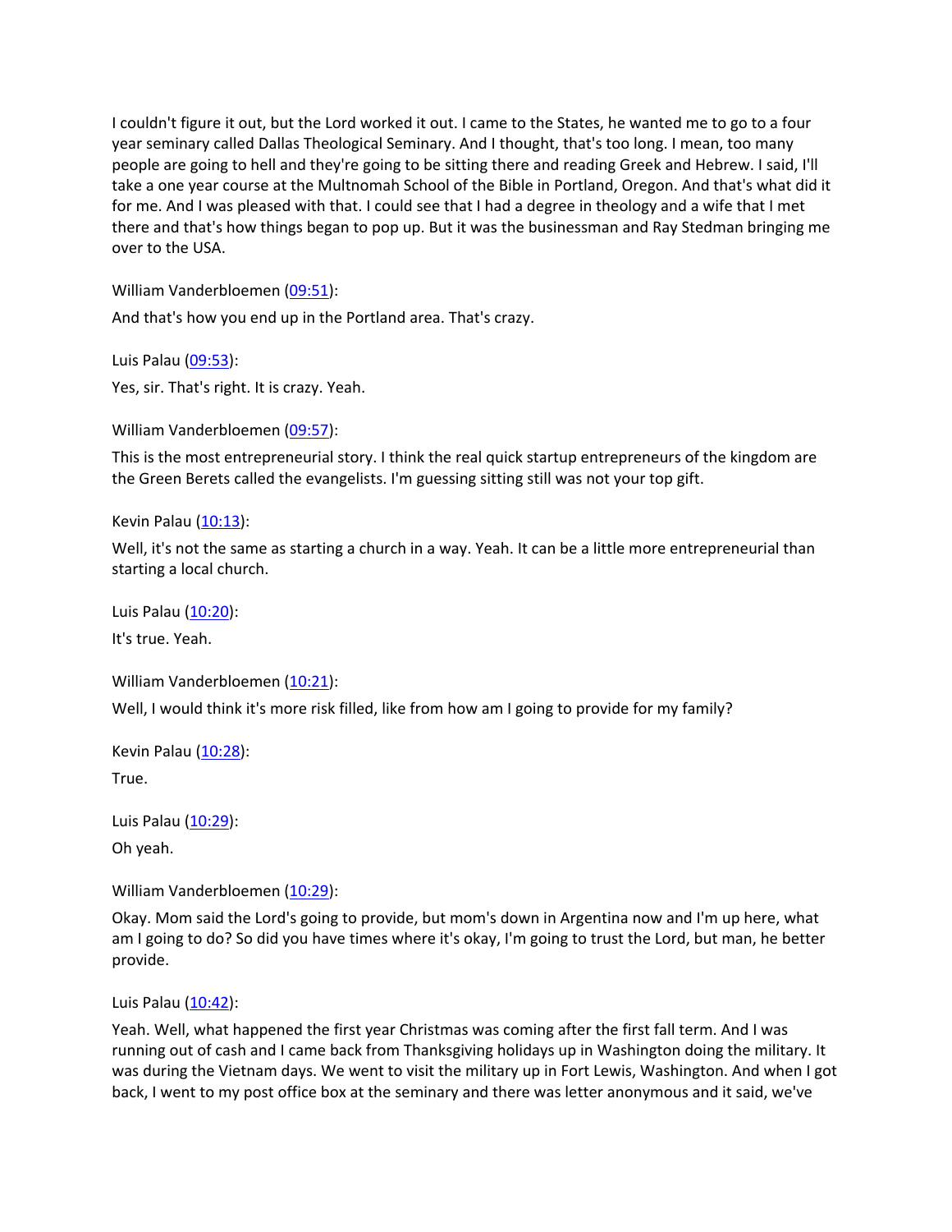I couldn't figure it out, but the Lord worked it out. I came to the States, he wanted me to go to a four year seminary called Dallas Theological Seminary. And I thought, that's too long. I mean, too many people are going to hell and they're going to be sitting there and reading Greek and Hebrew. I said, I'll take a one year course at the Multnomah School of the Bible in Portland, Oregon. And that's what did it for me. And I was pleased with that. I could see that I had a degree in theology and a wife that I met there and that's how things began to pop up. But it was the businessman and Ray Stedman bringing me over to the USA.

William Vanderbloemen (09:51):

And that's how you end up in the Portland area. That's crazy.

Luis Palau (09:53):

Yes, sir. That's right. It is crazy. Yeah.

William Vanderbloemen (09:57):

This is the most entrepreneurial story. I think the real quick startup entrepreneurs of the kingdom are the Green Berets called the evangelists. I'm guessing sitting still was not your top gift.

Kevin Palau (10:13):

Well, it's not the same as starting a church in a way. Yeah. It can be a little more entrepreneurial than starting a local church.

Luis Palau (10:20):

It's true. Yeah.

William Vanderbloemen (10:21):

Well, I would think it's more risk filled, like from how am I going to provide for my family?

Kevin Palau (10:28):

True.

Luis Palau (10:29):

Oh yeah.

William Vanderbloemen (10:29):

Okay. Mom said the Lord's going to provide, but mom's down in Argentina now and I'm up here, what am I going to do? So did you have times where it's okay, I'm going to trust the Lord, but man, he better provide.

Luis Palau (10:42):

Yeah. Well, what happened the first year Christmas was coming after the first fall term. And I was running out of cash and I came back from Thanksgiving holidays up in Washington doing the military. It was during the Vietnam days. We went to visit the military up in Fort Lewis, Washington. And when I got back, I went to my post office box at the seminary and there was letter anonymous and it said, we've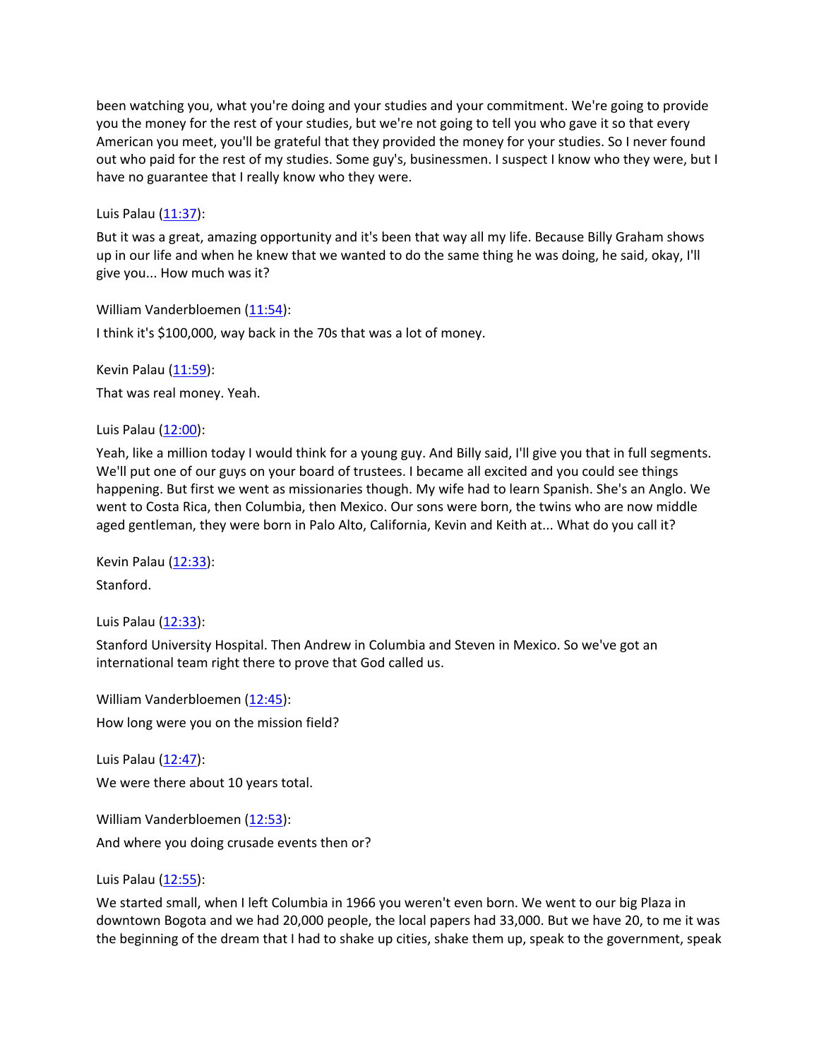been watching you, what you're doing and your studies and your commitment. We're going to provide you the money for the rest of your studies, but we're not going to tell you who gave it so that every American you meet, you'll be grateful that they provided the money for your studies. So I never found out who paid for the rest of my studies. Some guy's, businessmen. I suspect I know who they were, but I have no guarantee that I really know who they were.

Luis Palau ([11:37]()):

But it was a great, amazing opportunity and it's been that way all my life. Because Billy Graham shows up in our life and when he knew that we wanted to do the same thing he was doing, he said, okay, I'll give you... How much was it?

William Vanderbloemen ([11:54]()):

I think it's $100,000, way back in the 70s that was a lot of money.

Kevin Palau ([11:59]()):

That was real money. Yeah.

Luis Palau ([12:00]()):

Yeah, like a million today I would think for a young guy. And Billy said, I'll give you that in full segments. We'll put one of our guys on your board of trustees. I became all excited and you could see things happening. But first we went as missionaries though. My wife had to learn Spanish. She's an Anglo. We went to Costa Rica, then Columbia, then Mexico. Our sons were born, the twins who are now middle aged gentleman, they were born in Palo Alto, California, Kevin and Keith at... What do you call it?

Kevin Palau ([12:33]()):

Stanford.

Luis Palau ([12:33]()):

Stanford University Hospital. Then Andrew in Columbia and Steven in Mexico. So we've got an international team right there to prove that God called us.

William Vanderbloemen ([12:45]()):

How long were you on the mission field?

Luis Palau ([12:47]()):

We were there about 10 years total.

William Vanderbloemen ([12:53]()):

And where you doing crusade events then or?

Luis Palau ([12:55]()):

We started small, when I left Columbia in 1966 you weren't even born. We went to our big Plaza in downtown Bogota and we had 20,000 people, the local papers had 33,000. But we have 20, to me it was the beginning of the dream that I had to shake up cities, shake them up, speak to the government, speak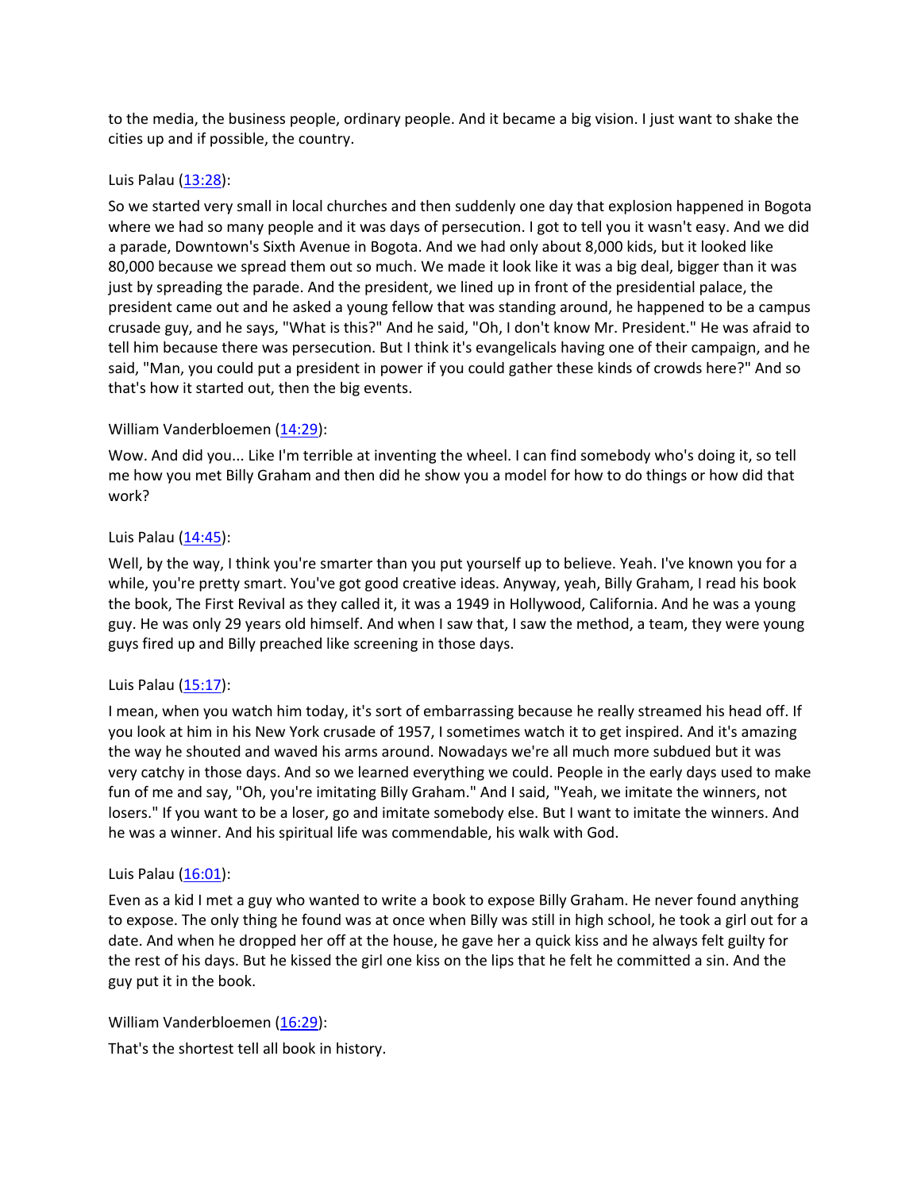to the media, the business people, ordinary people. And it became a big vision. I just want to shake the cities up and if possible, the country.

Luis Palau ([13:28]):

So we started very small in local churches and then suddenly one day that explosion happened in Bogota where we had so many people and it was days of persecution. I got to tell you it wasn't easy. And we did a parade, Downtown's Sixth Avenue in Bogota. And we had only about 8,000 kids, but it looked like 80,000 because we spread them out so much. We made it look like it was a big deal, bigger than it was just by spreading the parade. And the president, we lined up in front of the presidential palace, the president came out and he asked a young fellow that was standing around, he happened to be a campus crusade guy, and he says, "What is this?" And he said, "Oh, I don't know Mr. President." He was afraid to tell him because there was persecution. But I think it's evangelicals having one of their campaign, and he said, "Man, you could put a president in power if you could gather these kinds of crowds here?" And so that's how it started out, then the big events.

William Vanderbloemen ([14:29]):

Wow. And did you... Like I'm terrible at inventing the wheel. I can find somebody who's doing it, so tell me how you met Billy Graham and then did he show you a model for how to do things or how did that work?

Luis Palau ([14:45]):

Well, by the way, I think you're smarter than you put yourself up to believe. Yeah. I've known you for a while, you're pretty smart. You've got good creative ideas. Anyway, yeah, Billy Graham, I read his book the book, The First Revival as they called it, it was a 1949 in Hollywood, California. And he was a young guy. He was only 29 years old himself. And when I saw that, I saw the method, a team, they were young guys fired up and Billy preached like screening in those days.

Luis Palau ([15:17]):

I mean, when you watch him today, it's sort of embarrassing because he really streamed his head off. If you look at him in his New York crusade of 1957, I sometimes watch it to get inspired. And it's amazing the way he shouted and waved his arms around. Nowadays we're all much more subdued but it was very catchy in those days. And so we learned everything we could. People in the early days used to make fun of me and say, "Oh, you're imitating Billy Graham." And I said, "Yeah, we imitate the winners, not losers." If you want to be a loser, go and imitate somebody else. But I want to imitate the winners. And he was a winner. And his spiritual life was commendable, his walk with God.

Luis Palau ([16:01]):

Even as a kid I met a guy who wanted to write a book to expose Billy Graham. He never found anything to expose. The only thing he found was at once when Billy was still in high school, he took a girl out for a date. And when he dropped her off at the house, he gave her a quick kiss and he always felt guilty for the rest of his days. But he kissed the girl one kiss on the lips that he felt he committed a sin. And the guy put it in the book.

William Vanderbloemen ([16:29]):

That's the shortest tell all book in history.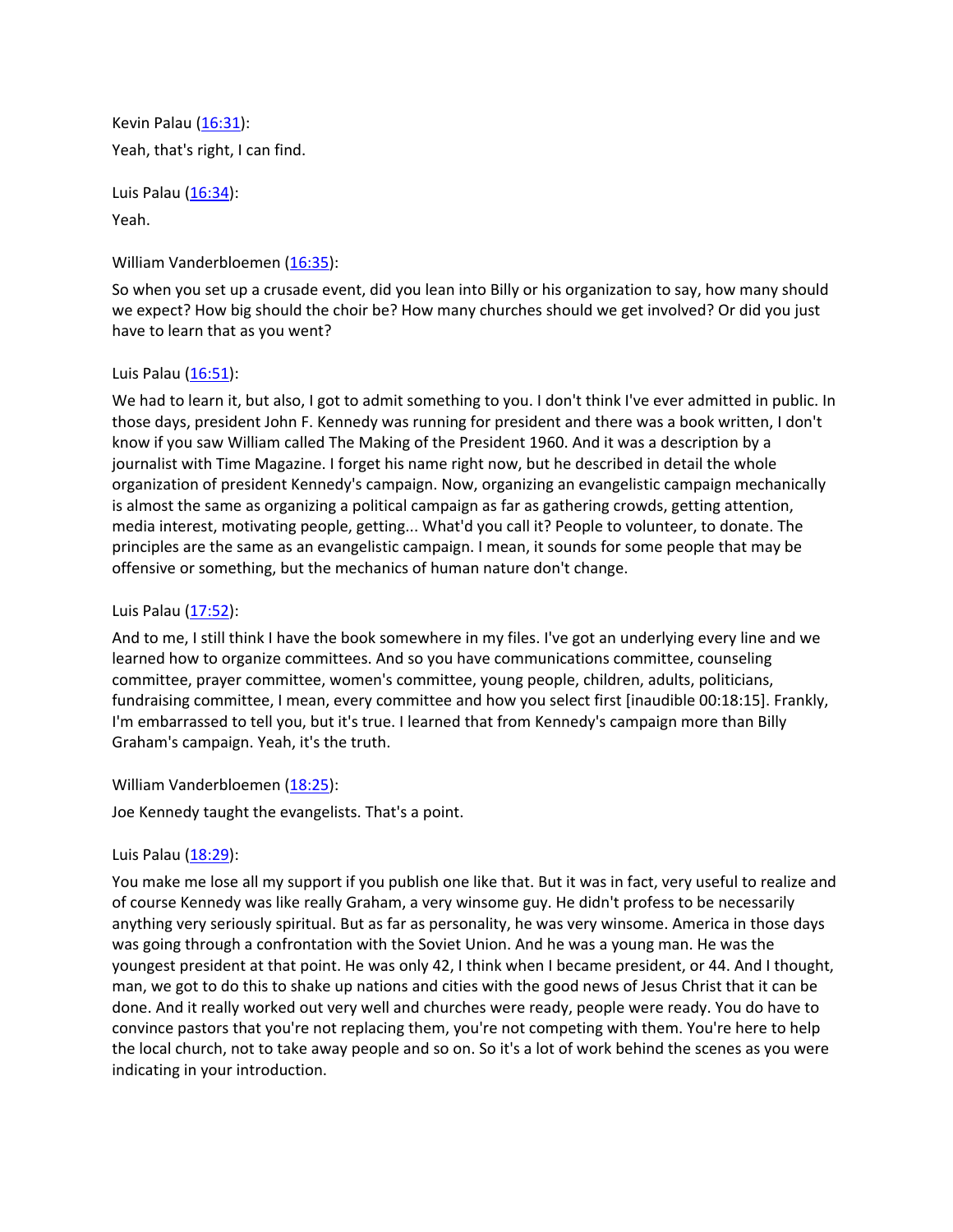Kevin Palau ([16:31](#)):

Yeah, that's right, I can find.

Luis Palau ([16:34](#)):

Yeah.

William Vanderbloemen ([16:35](#)):

So when you set up a crusade event, did you lean into Billy or his organization to say, how many should we expect? How big should the choir be? How many churches should we get involved? Or did you just have to learn that as you went?

Luis Palau ([16:51](#)):

We had to learn it, but also, I got to admit something to you. I don't think I've ever admitted in public. In those days, president John F. Kennedy was running for president and there was a book written, I don't know if you saw William called The Making of the President 1960. And it was a description by a journalist with Time Magazine. I forget his name right now, but he described in detail the whole organization of president Kennedy's campaign. Now, organizing an evangelistic campaign mechanically is almost the same as organizing a political campaign as far as gathering crowds, getting attention, media interest, motivating people, getting... What'd you call it? People to volunteer, to donate. The principles are the same as an evangelistic campaign. I mean, it sounds for some people that may be offensive or something, but the mechanics of human nature don't change.

Luis Palau ([17:52](#)):

And to me, I still think I have the book somewhere in my files. I've got an underlying every line and we learned how to organize committees. And so you have communications committee, counseling committee, prayer committee, women's committee, young people, children, adults, politicians, fundraising committee, I mean, every committee and how you select first [inaudible 00:18:15]. Frankly, I'm embarrassed to tell you, but it's true. I learned that from Kennedy's campaign more than Billy Graham's campaign. Yeah, it's the truth.

William Vanderbloemen ([18:25](#)):

Joe Kennedy taught the evangelists. That's a point.

Luis Palau ([18:29](#)):

You make me lose all my support if you publish one like that. But it was in fact, very useful to realize and of course Kennedy was like really Graham, a very winsome guy. He didn't profess to be necessarily anything very seriously spiritual. But as far as personality, he was very winsome. America in those days was going through a confrontation with the Soviet Union. And he was a young man. He was the youngest president at that point. He was only 42, I think when I became president, or 44. And I thought, man, we got to do this to shake up nations and cities with the good news of Jesus Christ that it can be done. And it really worked out very well and churches were ready, people were ready. You do have to convince pastors that you're not replacing them, you're not competing with them. You're here to help the local church, not to take away people and so on. So it's a lot of work behind the scenes as you were indicating in your introduction.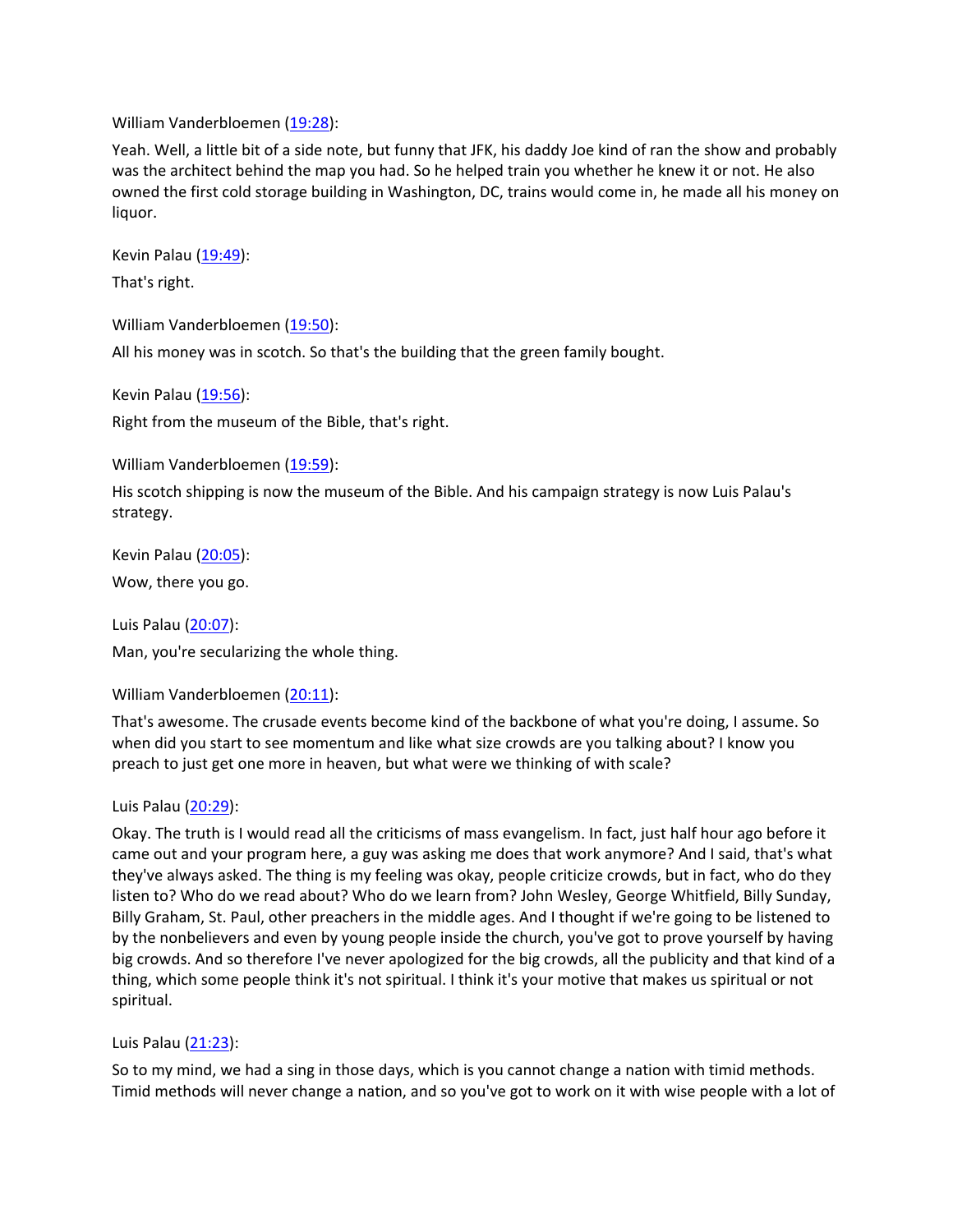William Vanderbloemen ([19:28](#)):

Yeah. Well, a little bit of a side note, but funny that JFK, his daddy Joe kind of ran the show and probably was the architect behind the map you had. So he helped train you whether he knew it or not. He also owned the first cold storage building in Washington, DC, trains would come in, he made all his money on liquor.

Kevin Palau ([19:49](#)):

That's right.

William Vanderbloemen ([19:50](#)):

All his money was in scotch. So that's the building that the green family bought.

Kevin Palau ([19:56](#)):

Right from the museum of the Bible, that's right.

William Vanderbloemen ([19:59](#)):

His scotch shipping is now the museum of the Bible. And his campaign strategy is now Luis Palau's strategy.

Kevin Palau ([20:05](#)):

Wow, there you go.

Luis Palau ([20:07](#)):

Man, you're secularizing the whole thing.

William Vanderbloemen ([20:11](#)):

That's awesome. The crusade events become kind of the backbone of what you're doing, I assume. So when did you start to see momentum and like what size crowds are you talking about? I know you preach to just get one more in heaven, but what were we thinking of with scale?

Luis Palau ([20:29](#)):

Okay. The truth is I would read all the criticisms of mass evangelism. In fact, just half hour ago before it came out and your program here, a guy was asking me does that work anymore? And I said, that's what they've always asked. The thing is my feeling was okay, people criticize crowds, but in fact, who do they listen to? Who do we read about? Who do we learn from? John Wesley, George Whitfield, Billy Sunday, Billy Graham, St. Paul, other preachers in the middle ages. And I thought if we're going to be listened to by the nonbelievers and even by young people inside the church, you've got to prove yourself by having big crowds. And so therefore I've never apologized for the big crowds, all the publicity and that kind of a thing, which some people think it's not spiritual. I think it's your motive that makes us spiritual or not spiritual.

Luis Palau ([21:23](#)):

So to my mind, we had a sing in those days, which is you cannot change a nation with timid methods. Timid methods will never change a nation, and so you've got to work on it with wise people with a lot of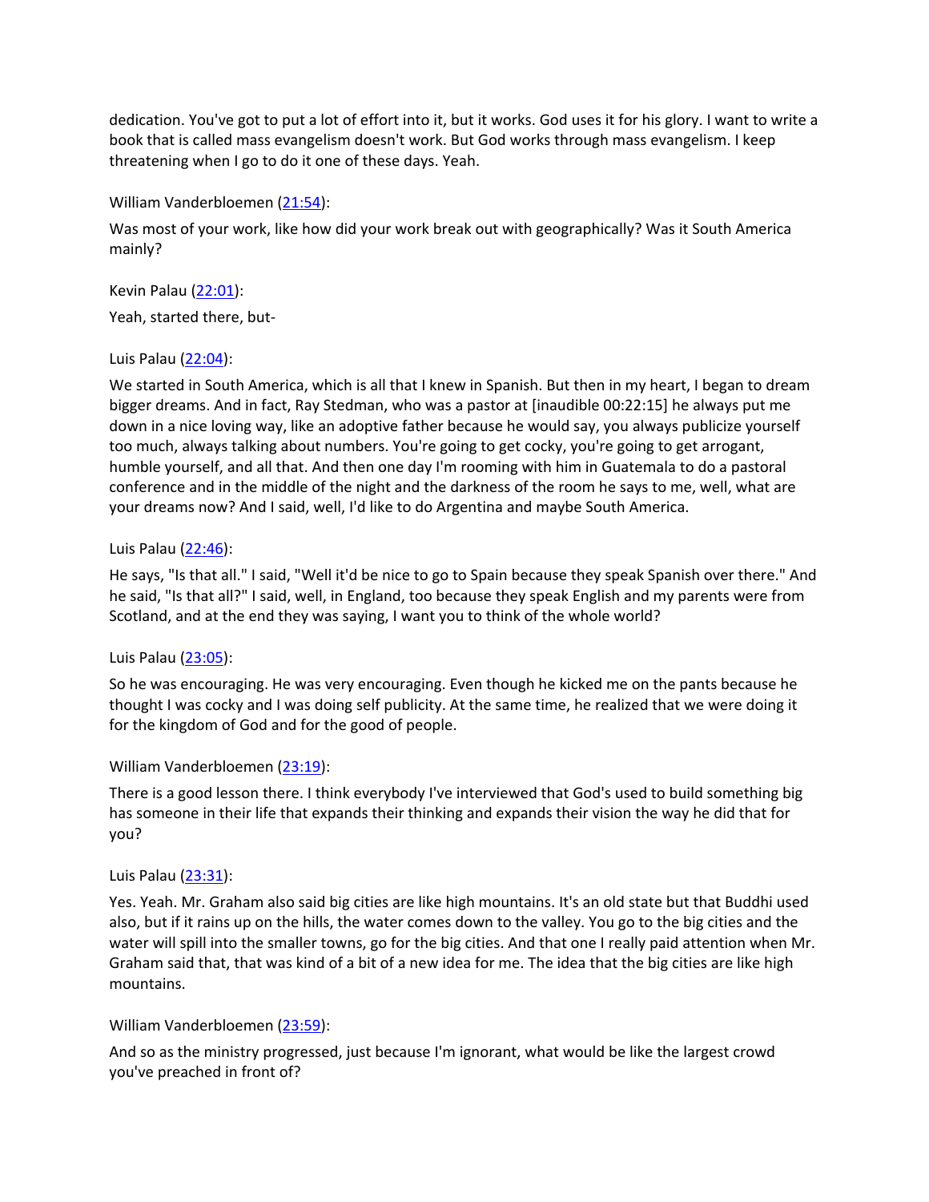dedication. You've got to put a lot of effort into it, but it works. God uses it for his glory. I want to write a book that is called mass evangelism doesn't work. But God works through mass evangelism. I keep threatening when I go to do it one of these days. Yeah.

William Vanderbloemen ([21:54](#)):

Was most of your work, like how did your work break out with geographically? Was it South America mainly?

Kevin Palau ([22:01](#)):

Yeah, started there, but-

Luis Palau ([22:04](#)):

We started in South America, which is all that I knew in Spanish. But then in my heart, I began to dream bigger dreams. And in fact, Ray Stedman, who was a pastor at [inaudible 00:22:15] he always put me down in a nice loving way, like an adoptive father because he would say, you always publicize yourself too much, always talking about numbers. You're going to get cocky, you're going to get arrogant, humble yourself, and all that. And then one day I'm rooming with him in Guatemala to do a pastoral conference and in the middle of the night and the darkness of the room he says to me, well, what are your dreams now? And I said, well, I'd like to do Argentina and maybe South America.

Luis Palau ([22:46](#)):

He says, "Is that all." I said, "Well it'd be nice to go to Spain because they speak Spanish over there." And he said, "Is that all?" I said, well, in England, too because they speak English and my parents were from Scotland, and at the end they was saying, I want you to think of the whole world?

Luis Palau ([23:05](#)):

So he was encouraging. He was very encouraging. Even though he kicked me on the pants because he thought I was cocky and I was doing self publicity. At the same time, he realized that we were doing it for the kingdom of God and for the good of people.

William Vanderbloemen ([23:19](#)):

There is a good lesson there. I think everybody I've interviewed that God's used to build something big has someone in their life that expands their thinking and expands their vision the way he did that for you?

Luis Palau ([23:31](#)):

Yes. Yeah. Mr. Graham also said big cities are like high mountains. It's an old state but that Buddhi used also, but if it rains up on the hills, the water comes down to the valley. You go to the big cities and the water will spill into the smaller towns, go for the big cities. And that one I really paid attention when Mr. Graham said that, that was kind of a bit of a new idea for me. The idea that the big cities are like high mountains.

William Vanderbloemen ([23:59](#)):

And so as the ministry progressed, just because I'm ignorant, what would be like the largest crowd you've preached in front of?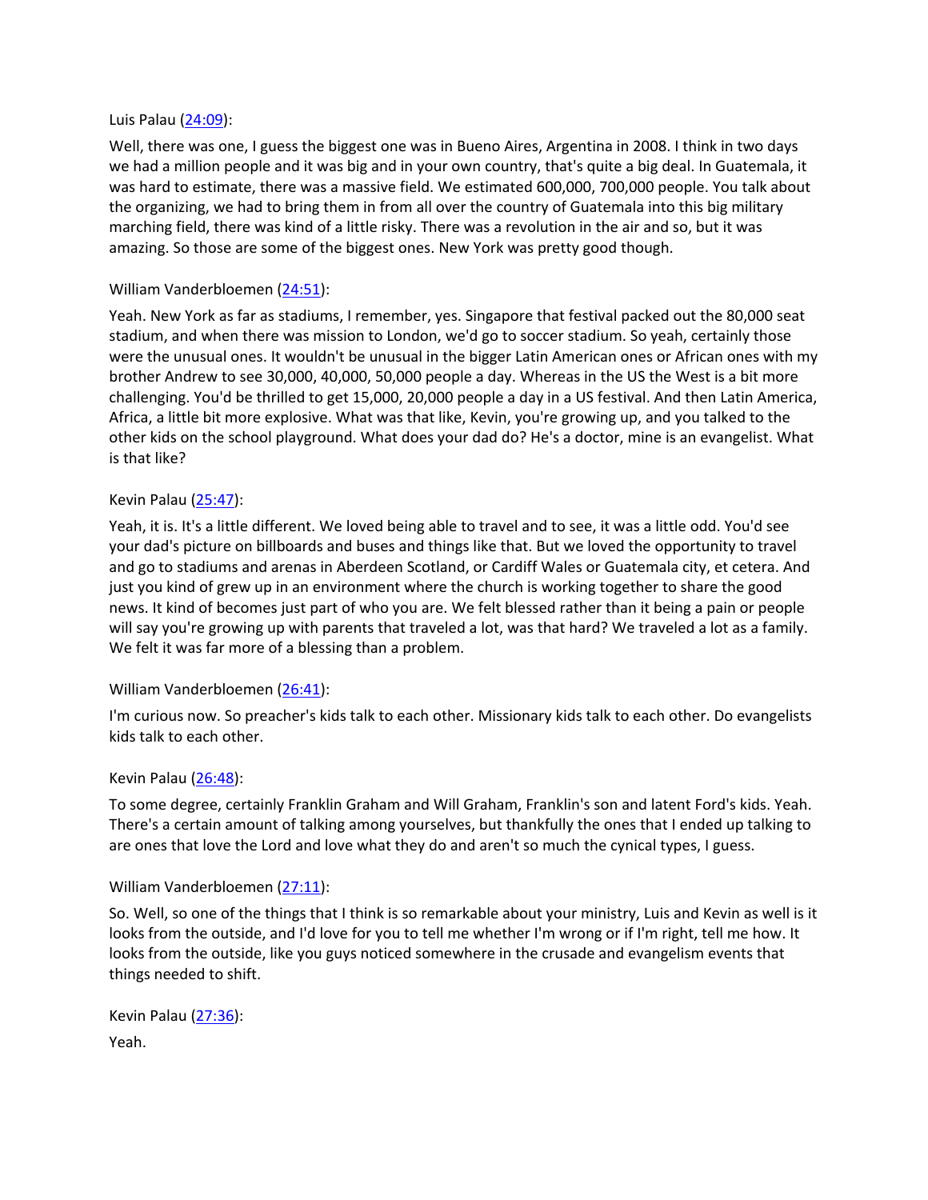Luis Palau ([24:09](#)):

Well, there was one, I guess the biggest one was in Bueno Aires, Argentina in 2008. I think in two days we had a million people and it was big and in your own country, that's quite a big deal. In Guatemala, it was hard to estimate, there was a massive field. We estimated 600,000, 700,000 people. You talk about the organizing, we had to bring them in from all over the country of Guatemala into this big military marching field, there was kind of a little risky. There was a revolution in the air and so, but it was amazing. So those are some of the biggest ones. New York was pretty good though.

William Vanderbloemen ([24:51](#)):

Yeah. New York as far as stadiums, I remember, yes. Singapore that festival packed out the 80,000 seat stadium, and when there was mission to London, we'd go to soccer stadium. So yeah, certainly those were the unusual ones. It wouldn't be unusual in the bigger Latin American ones or African ones with my brother Andrew to see 30,000, 40,000, 50,000 people a day. Whereas in the US the West is a bit more challenging. You'd be thrilled to get 15,000, 20,000 people a day in a US festival. And then Latin America, Africa, a little bit more explosive. What was that like, Kevin, you're growing up, and you talked to the other kids on the school playground. What does your dad do? He's a doctor, mine is an evangelist. What is that like?

Kevin Palau ([25:47](#)):

Yeah, it is. It's a little different. We loved being able to travel and to see, it was a little odd. You'd see your dad's picture on billboards and buses and things like that. But we loved the opportunity to travel and go to stadiums and arenas in Aberdeen Scotland, or Cardiff Wales or Guatemala city, et cetera. And just you kind of grew up in an environment where the church is working together to share the good news. It kind of becomes just part of who you are. We felt blessed rather than it being a pain or people will say you're growing up with parents that traveled a lot, was that hard? We traveled a lot as a family. We felt it was far more of a blessing than a problem.

William Vanderbloemen ([26:41](#)):

I'm curious now. So preacher's kids talk to each other. Missionary kids talk to each other. Do evangelists kids talk to each other.

Kevin Palau ([26:48](#)):

To some degree, certainly Franklin Graham and Will Graham, Franklin's son and latent Ford's kids. Yeah. There's a certain amount of talking among yourselves, but thankfully the ones that I ended up talking to are ones that love the Lord and love what they do and aren't so much the cynical types, I guess.

William Vanderbloemen ([27:11](#)):

So. Well, so one of the things that I think is so remarkable about your ministry, Luis and Kevin as well is it looks from the outside, and I'd love for you to tell me whether I'm wrong or if I'm right, tell me how. It looks from the outside, like you guys noticed somewhere in the crusade and evangelism events that things needed to shift.

Kevin Palau ([27:36](#)):

Yeah.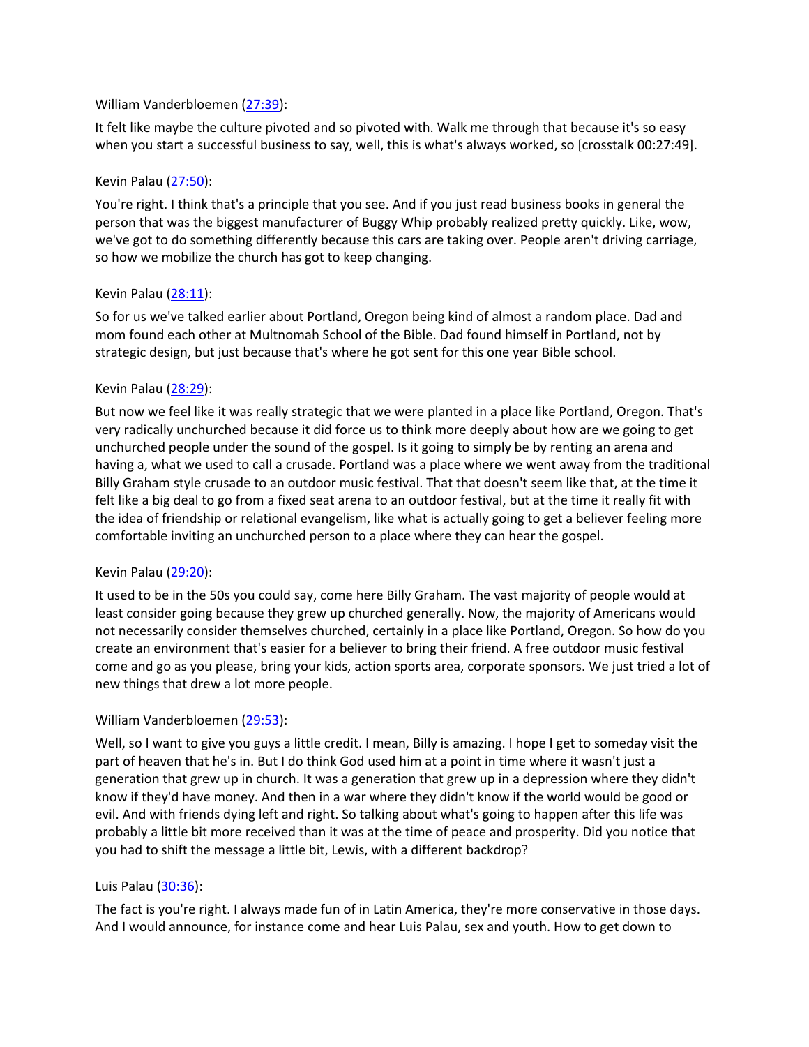William Vanderbloemen ([27:39](#)):

It felt like maybe the culture pivoted and so pivoted with. Walk me through that because it's so easy when you start a successful business to say, well, this is what's always worked, so [crosstalk 00:27:49].

Kevin Palau ([27:50](#)):

You're right. I think that's a principle that you see. And if you just read business books in general the person that was the biggest manufacturer of Buggy Whip probably realized pretty quickly. Like, wow, we've got to do something differently because this cars are taking over. People aren't driving carriage, so how we mobilize the church has got to keep changing.

Kevin Palau ([28:11](#)):

So for us we've talked earlier about Portland, Oregon being kind of almost a random place. Dad and mom found each other at Multnomah School of the Bible. Dad found himself in Portland, not by strategic design, but just because that's where he got sent for this one year Bible school.

Kevin Palau ([28:29](#)):

But now we feel like it was really strategic that we were planted in a place like Portland, Oregon. That's very radically unchurched because it did force us to think more deeply about how are we going to get unchurched people under the sound of the gospel. Is it going to simply be by renting an arena and having a, what we used to call a crusade. Portland was a place where we went away from the traditional Billy Graham style crusade to an outdoor music festival. That that doesn't seem like that, at the time it felt like a big deal to go from a fixed seat arena to an outdoor festival, but at the time it really fit with the idea of friendship or relational evangelism, like what is actually going to get a believer feeling more comfortable inviting an unchurched person to a place where they can hear the gospel.

Kevin Palau ([29:20](#)):

It used to be in the 50s you could say, come here Billy Graham. The vast majority of people would at least consider going because they grew up churched generally. Now, the majority of Americans would not necessarily consider themselves churched, certainly in a place like Portland, Oregon. So how do you create an environment that's easier for a believer to bring their friend. A free outdoor music festival come and go as you please, bring your kids, action sports area, corporate sponsors. We just tried a lot of new things that drew a lot more people.

William Vanderbloemen ([29:53](#)):

Well, so I want to give you guys a little credit. I mean, Billy is amazing. I hope I get to someday visit the part of heaven that he's in. But I do think God used him at a point in time where it wasn't just a generation that grew up in church. It was a generation that grew up in a depression where they didn't know if they'd have money. And then in a war where they didn't know if the world would be good or evil. And with friends dying left and right. So talking about what's going to happen after this life was probably a little bit more received than it was at the time of peace and prosperity. Did you notice that you had to shift the message a little bit, Lewis, with a different backdrop?

Luis Palau ([30:36](#)):

The fact is you're right. I always made fun of in Latin America, they're more conservative in those days. And I would announce, for instance come and hear Luis Palau, sex and youth. How to get down to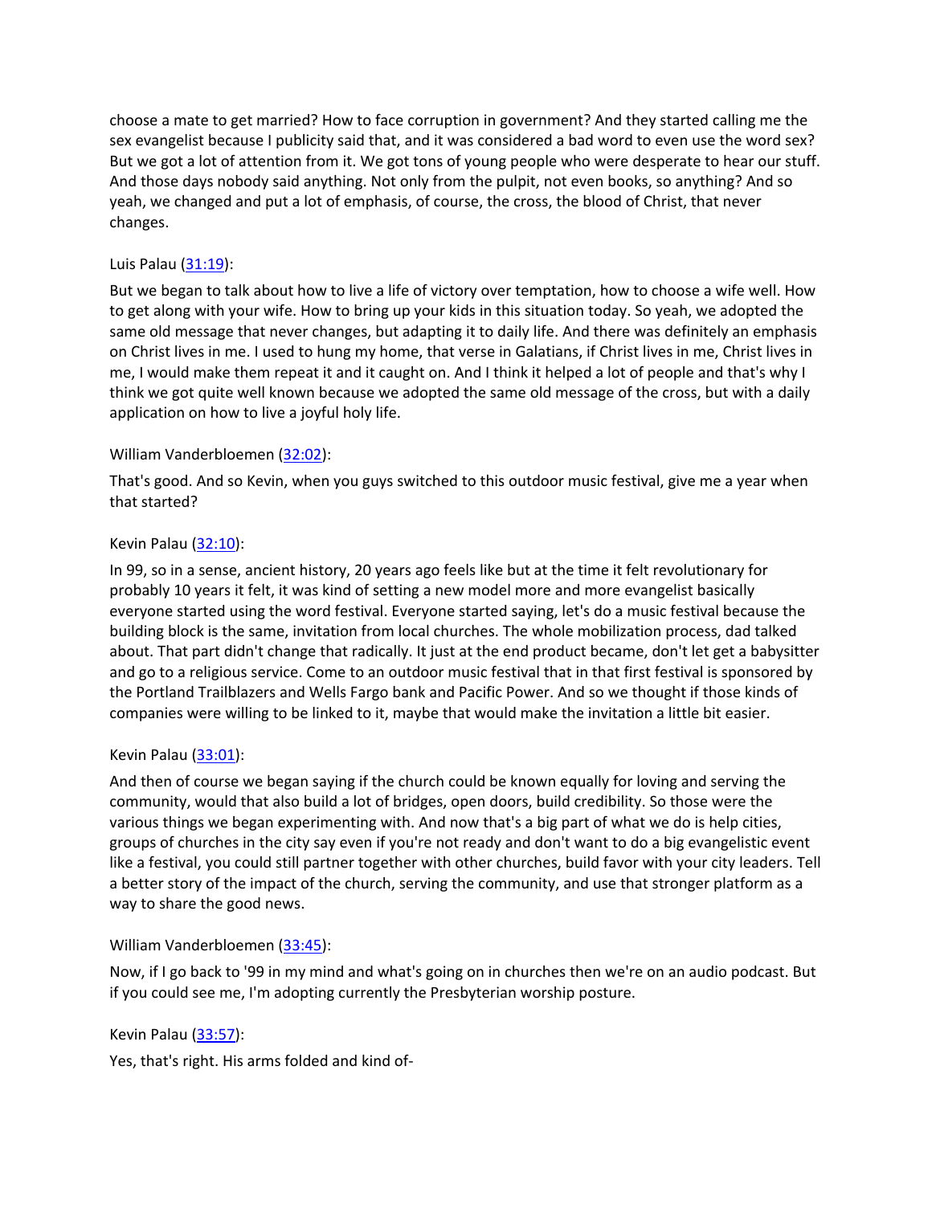choose a mate to get married? How to face corruption in government? And they started calling me the sex evangelist because I publicity said that, and it was considered a bad word to even use the word sex? But we got a lot of attention from it. We got tons of young people who were desperate to hear our stuff. And those days nobody said anything. Not only from the pulpit, not even books, so anything? And so yeah, we changed and put a lot of emphasis, of course, the cross, the blood of Christ, that never changes.

Luis Palau (31:19):

But we began to talk about how to live a life of victory over temptation, how to choose a wife well. How to get along with your wife. How to bring up your kids in this situation today. So yeah, we adopted the same old message that never changes, but adapting it to daily life. And there was definitely an emphasis on Christ lives in me. I used to hung my home, that verse in Galatians, if Christ lives in me, Christ lives in me, I would make them repeat it and it caught on. And I think it helped a lot of people and that's why I think we got quite well known because we adopted the same old message of the cross, but with a daily application on how to live a joyful holy life.

William Vanderbloemen (32:02):

That's good. And so Kevin, when you guys switched to this outdoor music festival, give me a year when that started?

Kevin Palau (32:10):

In 99, so in a sense, ancient history, 20 years ago feels like but at the time it felt revolutionary for probably 10 years it felt, it was kind of setting a new model more and more evangelist basically everyone started using the word festival. Everyone started saying, let's do a music festival because the building block is the same, invitation from local churches. The whole mobilization process, dad talked about. That part didn't change that radically. It just at the end product became, don't let get a babysitter and go to a religious service. Come to an outdoor music festival that in that first festival is sponsored by the Portland Trailblazers and Wells Fargo bank and Pacific Power. And so we thought if those kinds of companies were willing to be linked to it, maybe that would make the invitation a little bit easier.

Kevin Palau (33:01):

And then of course we began saying if the church could be known equally for loving and serving the community, would that also build a lot of bridges, open doors, build credibility. So those were the various things we began experimenting with. And now that's a big part of what we do is help cities, groups of churches in the city say even if you're not ready and don't want to do a big evangelistic event like a festival, you could still partner together with other churches, build favor with your city leaders. Tell a better story of the impact of the church, serving the community, and use that stronger platform as a way to share the good news.

William Vanderbloemen (33:45):

Now, if I go back to '99 in my mind and what's going on in churches then we're on an audio podcast. But if you could see me, I'm adopting currently the Presbyterian worship posture.

Kevin Palau (33:57):

Yes, that's right. His arms folded and kind of-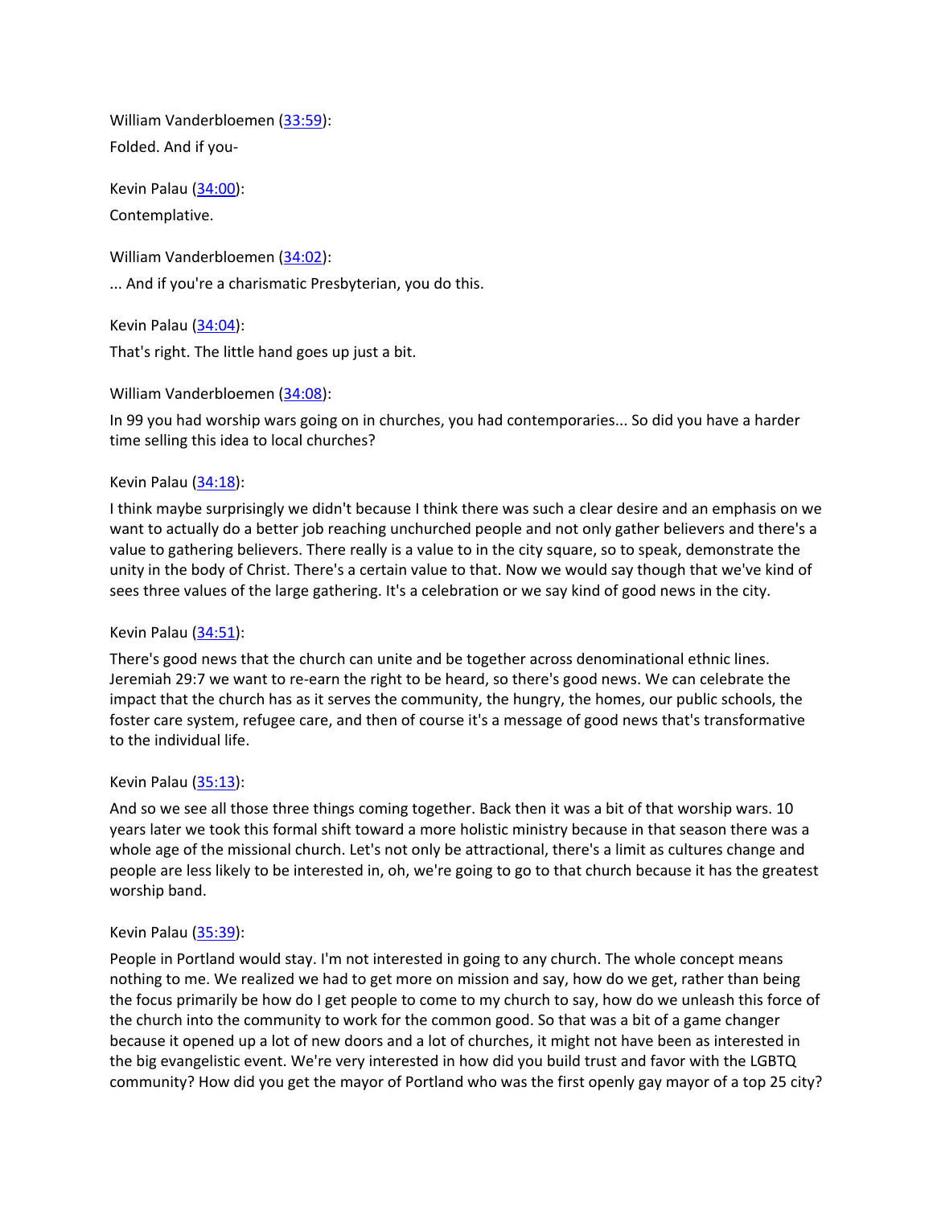William Vanderbloemen ([33:59](#)):

Folded. And if you-

Kevin Palau ([34:00](#)):

Contemplative.

William Vanderbloemen ([34:02](#)):

... And if you're a charismatic Presbyterian, you do this.

Kevin Palau ([34:04](#)):

That's right. The little hand goes up just a bit.

William Vanderbloemen ([34:08](#)):

In 99 you had worship wars going on in churches, you had contemporaries... So did you have a harder time selling this idea to local churches?

Kevin Palau ([34:18](#)):

I think maybe surprisingly we didn't because I think there was such a clear desire and an emphasis on we want to actually do a better job reaching unchurched people and not only gather believers and there's a value to gathering believers. There really is a value to in the city square, so to speak, demonstrate the unity in the body of Christ. There's a certain value to that. Now we would say though that we've kind of sees three values of the large gathering. It's a celebration or we say kind of good news in the city.

Kevin Palau ([34:51](#)):

There's good news that the church can unite and be together across denominational ethnic lines. Jeremiah 29:7 we want to re-earn the right to be heard, so there's good news. We can celebrate the impact that the church has as it serves the community, the hungry, the homes, our public schools, the foster care system, refugee care, and then of course it's a message of good news that's transformative to the individual life.

Kevin Palau ([35:13](#)):

And so we see all those three things coming together. Back then it was a bit of that worship wars. 10 years later we took this formal shift toward a more holistic ministry because in that season there was a whole age of the missional church. Let's not only be attractional, there's a limit as cultures change and people are less likely to be interested in, oh, we're going to go to that church because it has the greatest worship band.

Kevin Palau ([35:39](#)):

People in Portland would stay. I'm not interested in going to any church. The whole concept means nothing to me. We realized we had to get more on mission and say, how do we get, rather than being the focus primarily be how do I get people to come to my church to say, how do we unleash this force of the church into the community to work for the common good. So that was a bit of a game changer because it opened up a lot of new doors and a lot of churches, it might not have been as interested in the big evangelistic event. We're very interested in how did you build trust and favor with the LGBTQ community? How did you get the mayor of Portland who was the first openly gay mayor of a top 25 city?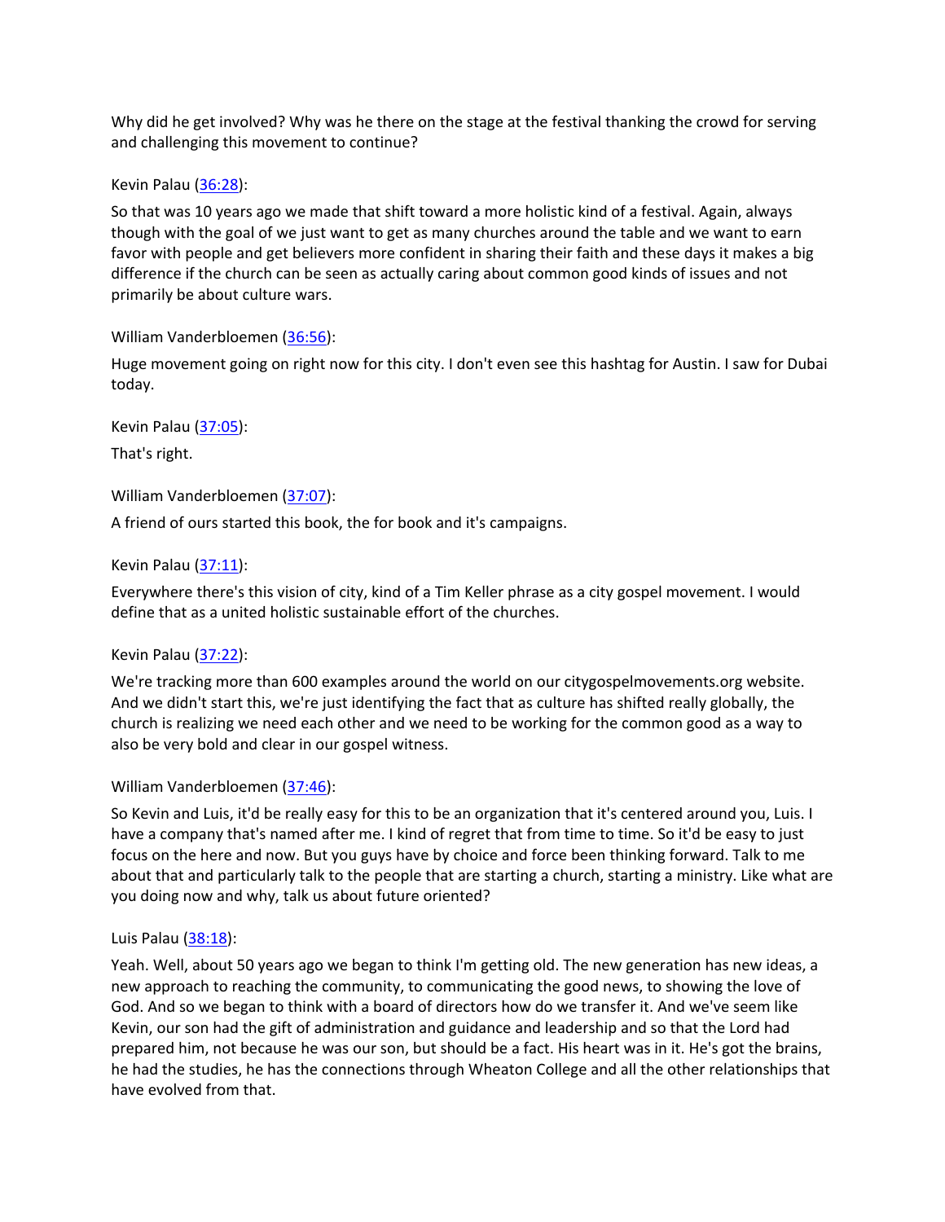Why did he get involved? Why was he there on the stage at the festival thanking the crowd for serving and challenging this movement to continue?

Kevin Palau ([36:28](#)):

So that was 10 years ago we made that shift toward a more holistic kind of a festival. Again, always though with the goal of we just want to get as many churches around the table and we want to earn favor with people and get believers more confident in sharing their faith and these days it makes a big difference if the church can be seen as actually caring about common good kinds of issues and not primarily be about culture wars.

William Vanderbloemen ([36:56](#)):

Huge movement going on right now for this city. I don't even see this hashtag for Austin. I saw for Dubai today.

Kevin Palau ([37:05](#)):

That's right.

William Vanderbloemen ([37:07](#)):

A friend of ours started this book, the for book and it's campaigns.

Kevin Palau ([37:11](#)):

Everywhere there's this vision of city, kind of a Tim Keller phrase as a city gospel movement. I would define that as a united holistic sustainable effort of the churches.

Kevin Palau ([37:22](#)):

We're tracking more than 600 examples around the world on our citygospelmovements.org website. And we didn't start this, we're just identifying the fact that as culture has shifted really globally, the church is realizing we need each other and we need to be working for the common good as a way to also be very bold and clear in our gospel witness.

William Vanderbloemen ([37:46](#)):

So Kevin and Luis, it'd be really easy for this to be an organization that it's centered around you, Luis. I have a company that's named after me. I kind of regret that from time to time. So it'd be easy to just focus on the here and now. But you guys have by choice and force been thinking forward. Talk to me about that and particularly talk to the people that are starting a church, starting a ministry. Like what are you doing now and why, talk us about future oriented?

Luis Palau ([38:18](#)):

Yeah. Well, about 50 years ago we began to think I'm getting old. The new generation has new ideas, a new approach to reaching the community, to communicating the good news, to showing the love of God. And so we began to think with a board of directors how do we transfer it. And we've seem like Kevin, our son had the gift of administration and guidance and leadership and so that the Lord had prepared him, not because he was our son, but should be a fact. His heart was in it. He's got the brains, he had the studies, he has the connections through Wheaton College and all the other relationships that have evolved from that.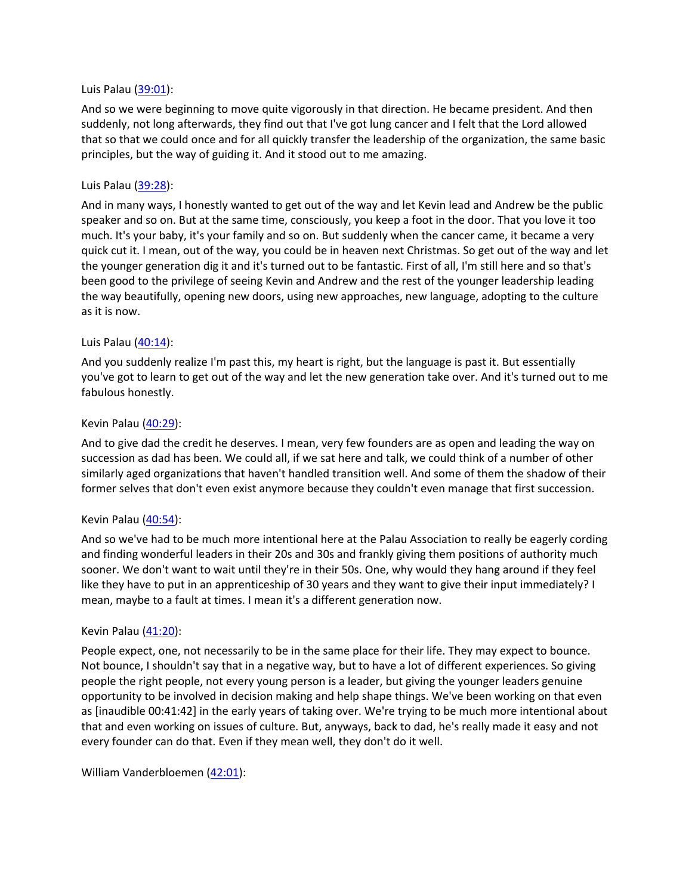Luis Palau ([39:01](#)):

And so we were beginning to move quite vigorously in that direction. He became president. And then suddenly, not long afterwards, they find out that I've got lung cancer and I felt that the Lord allowed that so that we could once and for all quickly transfer the leadership of the organization, the same basic principles, but the way of guiding it. And it stood out to me amazing.

Luis Palau ([39:28](#)):

And in many ways, I honestly wanted to get out of the way and let Kevin lead and Andrew be the public speaker and so on. But at the same time, consciously, you keep a foot in the door. That you love it too much. It's your baby, it's your family and so on. But suddenly when the cancer came, it became a very quick cut it. I mean, out of the way, you could be in heaven next Christmas. So get out of the way and let the younger generation dig it and it's turned out to be fantastic. First of all, I'm still here and so that's been good to the privilege of seeing Kevin and Andrew and the rest of the younger leadership leading the way beautifully, opening new doors, using new approaches, new language, adopting to the culture as it is now.

Luis Palau ([40:14](#)):

And you suddenly realize I'm past this, my heart is right, but the language is past it. But essentially you've got to learn to get out of the way and let the new generation take over. And it's turned out to me fabulous honestly.

Kevin Palau ([40:29](#)):

And to give dad the credit he deserves. I mean, very few founders are as open and leading the way on succession as dad has been. We could all, if we sat here and talk, we could think of a number of other similarly aged organizations that haven't handled transition well. And some of them the shadow of their former selves that don't even exist anymore because they couldn't even manage that first succession.

Kevin Palau ([40:54](#)):

And so we've had to be much more intentional here at the Palau Association to really be eagerly cording and finding wonderful leaders in their 20s and 30s and frankly giving them positions of authority much sooner. We don't want to wait until they're in their 50s. One, why would they hang around if they feel like they have to put in an apprenticeship of 30 years and they want to give their input immediately? I mean, maybe to a fault at times. I mean it's a different generation now.

Kevin Palau ([41:20](#)):

People expect, one, not necessarily to be in the same place for their life. They may expect to bounce. Not bounce, I shouldn't say that in a negative way, but to have a lot of different experiences. So giving people the right people, not every young person is a leader, but giving the younger leaders genuine opportunity to be involved in decision making and help shape things. We've been working on that even as [inaudible 00:41:42] in the early years of taking over. We're trying to be much more intentional about that and even working on issues of culture. But, anyways, back to dad, he's really made it easy and not every founder can do that. Even if they mean well, they don't do it well.

William Vanderbloemen ([42:01](#)):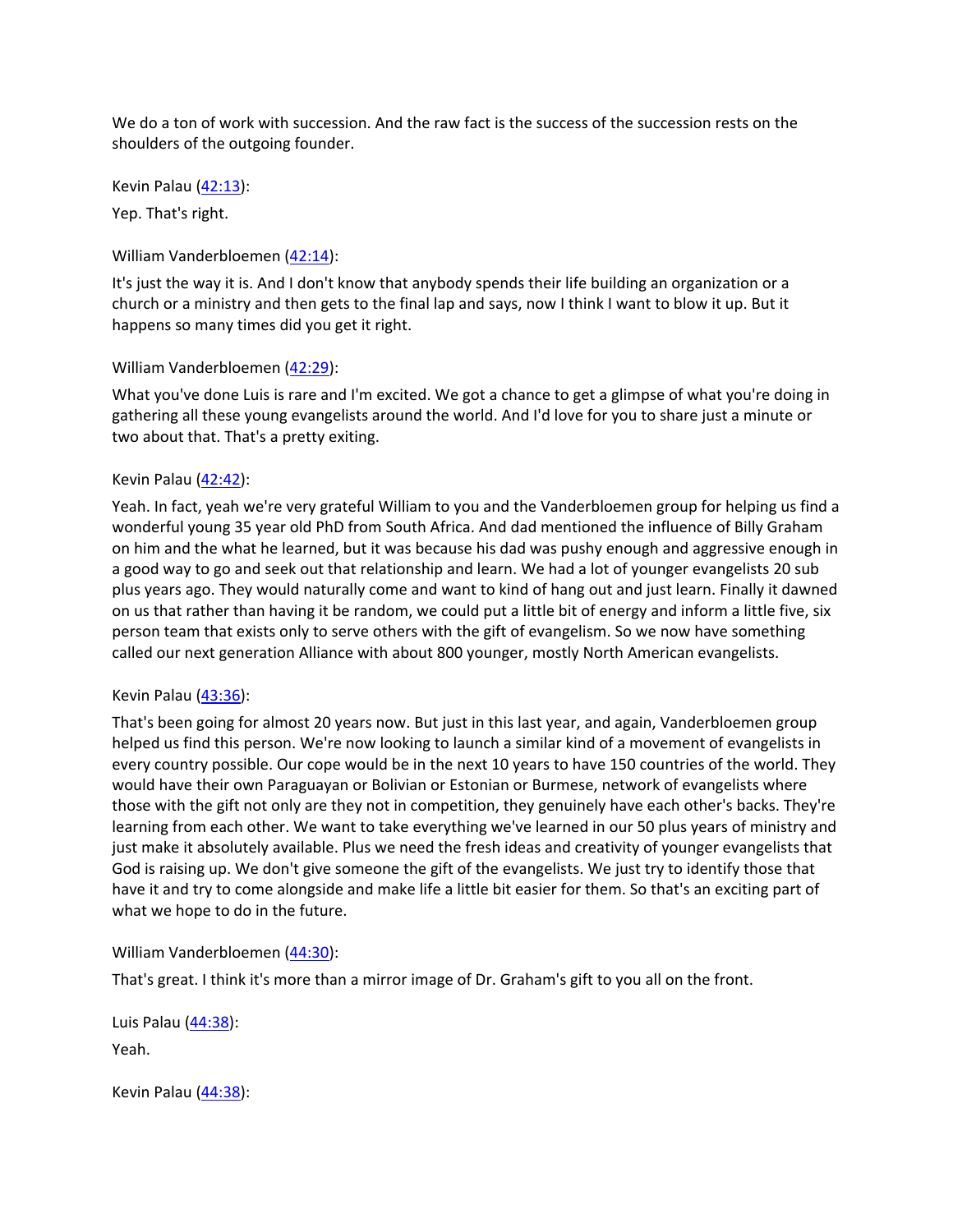We do a ton of work with succession. And the raw fact is the success of the succession rests on the shoulders of the outgoing founder.

Kevin Palau ([42:13](#)):

Yep. That's right.

William Vanderbloemen ([42:14](#)):

It's just the way it is. And I don't know that anybody spends their life building an organization or a church or a ministry and then gets to the final lap and says, now I think I want to blow it up. But it happens so many times did you get it right.

William Vanderbloemen ([42:29](#)):

What you've done Luis is rare and I'm excited. We got a chance to get a glimpse of what you're doing in gathering all these young evangelists around the world. And I'd love for you to share just a minute or two about that. That's a pretty exiting.

Kevin Palau ([42:42](#)):

Yeah. In fact, yeah we're very grateful William to you and the Vanderbloemen group for helping us find a wonderful young 35 year old PhD from South Africa. And dad mentioned the influence of Billy Graham on him and the what he learned, but it was because his dad was pushy enough and aggressive enough in a good way to go and seek out that relationship and learn. We had a lot of younger evangelists 20 sub plus years ago. They would naturally come and want to kind of hang out and just learn. Finally it dawned on us that rather than having it be random, we could put a little bit of energy and inform a little five, six person team that exists only to serve others with the gift of evangelism. So we now have something called our next generation Alliance with about 800 younger, mostly North American evangelists.

Kevin Palau ([43:36](#)):

That's been going for almost 20 years now. But just in this last year, and again, Vanderbloemen group helped us find this person. We're now looking to launch a similar kind of a movement of evangelists in every country possible. Our cope would be in the next 10 years to have 150 countries of the world. They would have their own Paraguayan or Bolivian or Estonian or Burmese, network of evangelists where those with the gift not only are they not in competition, they genuinely have each other's backs. They're learning from each other. We want to take everything we've learned in our 50 plus years of ministry and just make it absolutely available. Plus we need the fresh ideas and creativity of younger evangelists that God is raising up. We don't give someone the gift of the evangelists. We just try to identify those that have it and try to come alongside and make life a little bit easier for them. So that's an exciting part of what we hope to do in the future.

William Vanderbloemen ([44:30](#)):

That's great. I think it's more than a mirror image of Dr. Graham's gift to you all on the front.

Luis Palau ([44:38](#)):

Yeah.

Kevin Palau ([44:38](#)):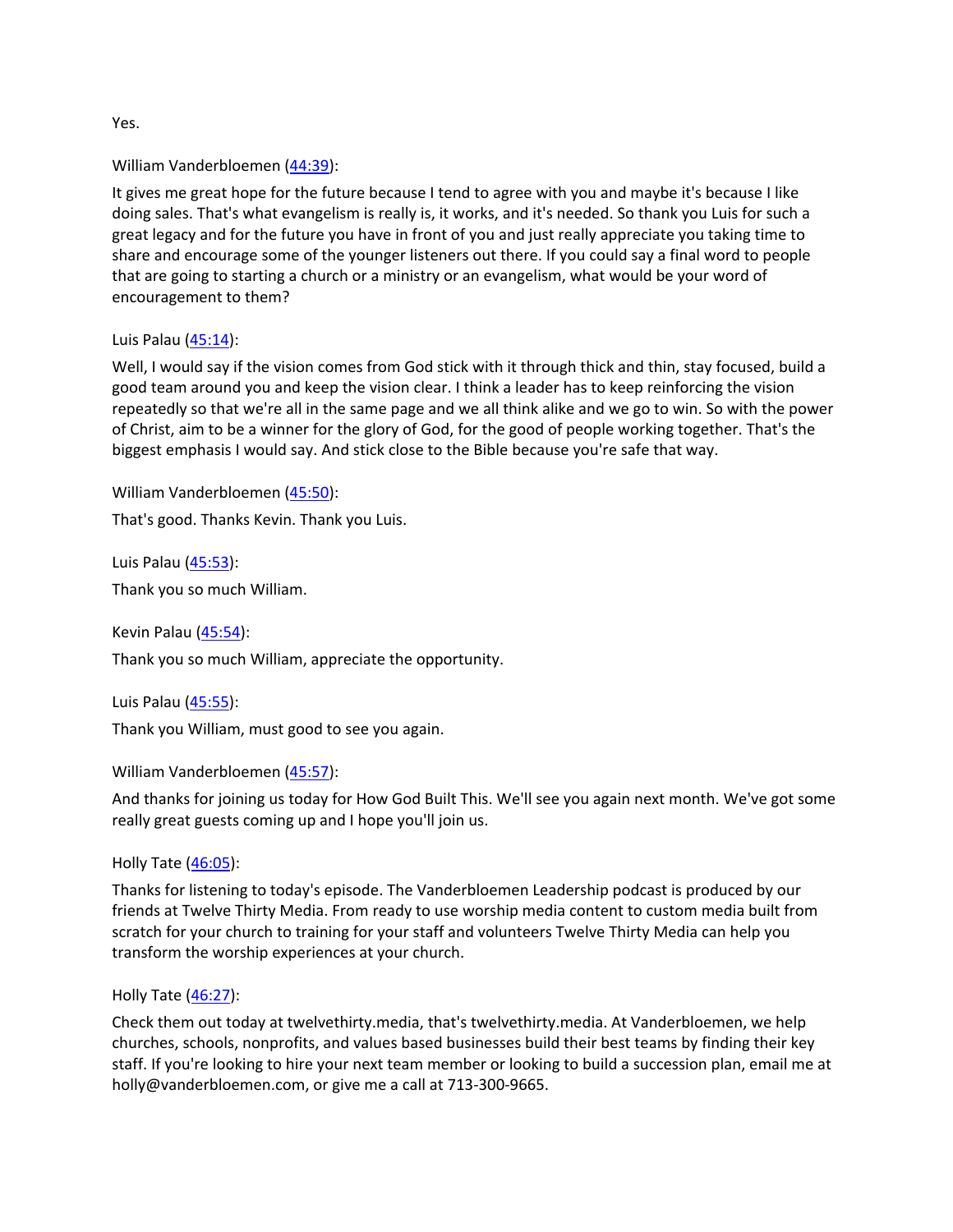Yes.

William Vanderbloemen ([44:39](44:39)):

It gives me great hope for the future because I tend to agree with you and maybe it's because I like doing sales. That's what evangelism is really is, it works, and it's needed. So thank you Luis for such a great legacy and for the future you have in front of you and just really appreciate you taking time to share and encourage some of the younger listeners out there. If you could say a final word to people that are going to starting a church or a ministry or an evangelism, what would be your word of encouragement to them?

Luis Palau ([45:14](45:14)):

Well, I would say if the vision comes from God stick with it through thick and thin, stay focused, build a good team around you and keep the vision clear. I think a leader has to keep reinforcing the vision repeatedly so that we're all in the same page and we all think alike and we go to win. So with the power of Christ, aim to be a winner for the glory of God, for the good of people working together. That's the biggest emphasis I would say. And stick close to the Bible because you're safe that way.

William Vanderbloemen ([45:50](45:50)):

That's good. Thanks Kevin. Thank you Luis.

Luis Palau ([45:53](45:53)):

Thank you so much William.

Kevin Palau ([45:54](45:54)):

Thank you so much William, appreciate the opportunity.

Luis Palau ([45:55](45:55)):

Thank you William, must good to see you again.

William Vanderbloemen ([45:57](45:57)):

And thanks for joining us today for How God Built This. We'll see you again next month. We've got some really great guests coming up and I hope you'll join us.

Holly Tate ([46:05](46:05)):

Thanks for listening to today's episode. The Vanderbloemen Leadership podcast is produced by our friends at Twelve Thirty Media. From ready to use worship media content to custom media built from scratch for your church to training for your staff and volunteers Twelve Thirty Media can help you transform the worship experiences at your church.

Holly Tate ([46:27](46:27)):

Check them out today at twelvethirty.media, that's twelvethirty.media. At Vanderbloemen, we help churches, schools, nonprofits, and values based businesses build their best teams by finding their key staff. If you're looking to hire your next team member or looking to build a succession plan, email me at holly@vanderbloemen.com, or give me a call at 713-300-9665.